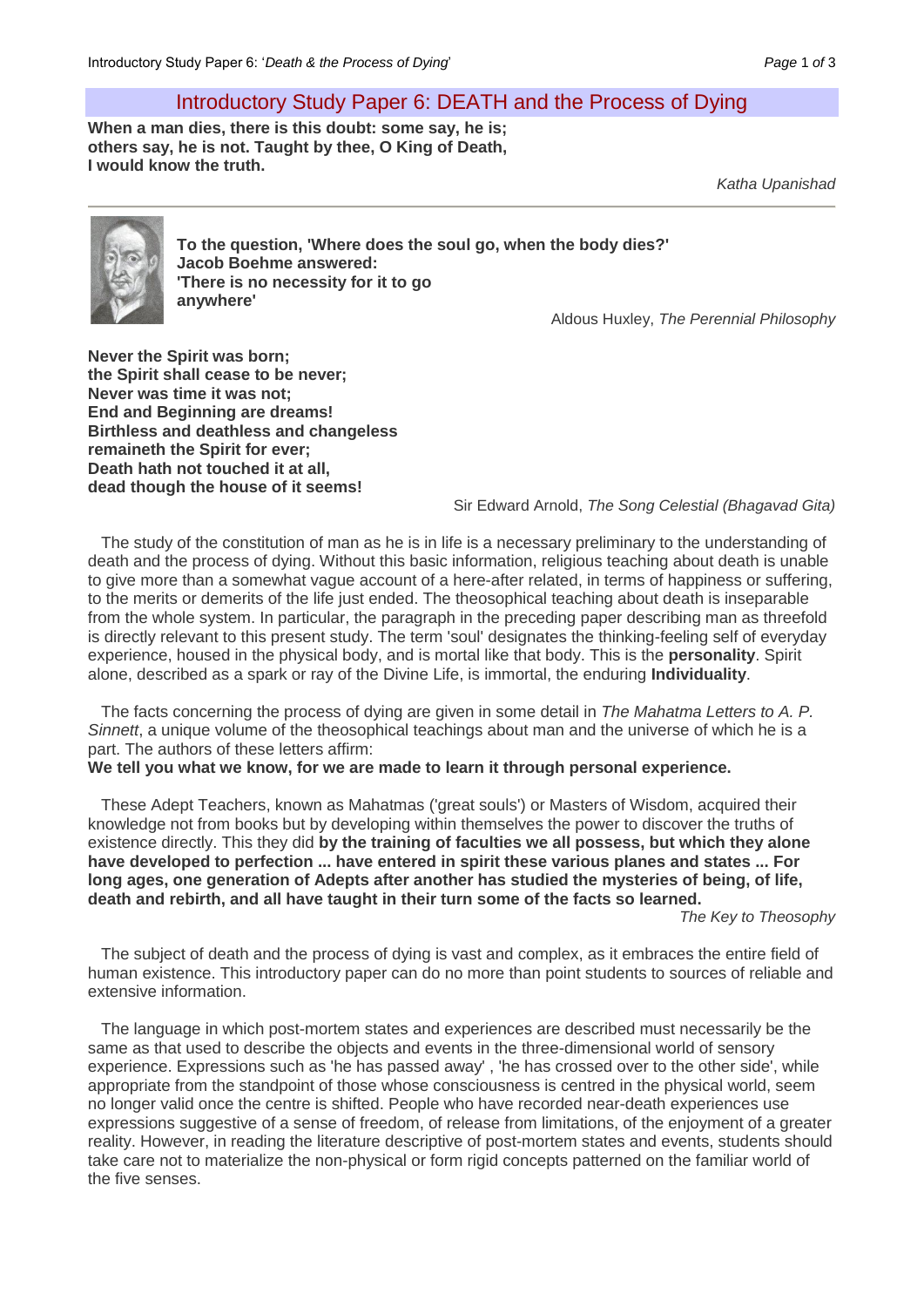# Introductory Study Paper 6: DEATH and the Process of Dying

**When a man dies, there is this doubt: some say, he is;**
**others say, he is not. Taught by thee, O King of Death,**
**I would know the truth.**

*Katha Upanishad*

---

**To the question, 'Where does the soul go, when the body dies?'**
**Jacob Boehme answered:**
**'There is no necessity for it to go**
**anywhere'**

Aldous Huxley, *The Perennial Philosophy*

**Never the Spirit was born;**
**the Spirit shall cease to be never;**
**Never was time it was not;**
**End and Beginning are dreams!**
**Birthless and deathless and changeless**
**remaineth the Spirit for ever;**
**Death hath not touched it at all,**
**dead though the house of it seems!**

Sir Edward Arnold, *The Song Celestial (Bhagavad Gita)*

The study of the constitution of man as he is in life is a necessary preliminary to the understanding of death and the process of dying. Without this basic information, religious teaching about death is unable to give more than a somewhat vague account of a here-after related, in terms of happiness or suffering, to the merits or demerits of the life just ended. The theosophical teaching about death is inseparable from the whole system. In particular, the paragraph in the preceding paper describing man as threefold is directly relevant to this present study. The term 'soul' designates the thinking-feeling self of everyday experience, housed in the physical body, and is mortal like that body. This is the **personality**. Spirit alone, described as a spark or ray of the Divine Life, is immortal, the enduring **Individuality**.

The facts concerning the process of dying are given in some detail in *The Mahatma Letters to A. P. Sinnett*, a unique volume of the theosophical teachings about man and the universe of which he is a part. The authors of these letters affirm:
**We tell you what we know, for we are made to learn it through personal experience.**

These Adept Teachers, known as Mahatmas ('great souls') or Masters of Wisdom, acquired their knowledge not from books but by developing within themselves the power to discover the truths of existence directly. This they did **by the training of faculties we all possess, but which they alone have developed to perfection ... have entered in spirit these various planes and states ... For long ages, one generation of Adepts after another has studied the mysteries of being, of life, death and rebirth, and all have taught in their turn some of the facts so learned.**

*The Key to Theosophy*

The subject of death and the process of dying is vast and complex, as it embraces the entire field of human existence. This introductory paper can do no more than point students to sources of reliable and extensive information.

The language in which post-mortem states and experiences are described must necessarily be the same as that used to describe the objects and events in the three-dimensional world of sensory experience. Expressions such as 'he has passed away' , 'he has crossed over to the other side', while appropriate from the standpoint of those whose consciousness is centred in the physical world, seem no longer valid once the centre is shifted. People who have recorded near-death experiences use expressions suggestive of a sense of freedom, of release from limitations, of the enjoyment of a greater reality. However, in reading the literature descriptive of post-mortem states and events, students should take care not to materialize the non-physical or form rigid concepts patterned on the familiar world of the five senses.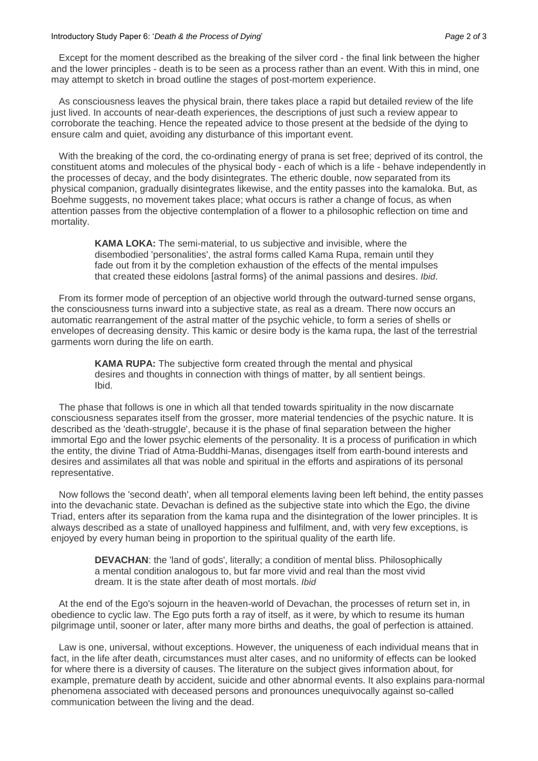Except for the moment described as the breaking of the silver cord - the final link between the higher and the lower principles - death is to be seen as a process rather than an event. With this in mind, one may attempt to sketch in broad outline the stages of post-mortem experience.

As consciousness leaves the physical brain, there takes place a rapid but detailed review of the life just lived. In accounts of near-death experiences, the descriptions of just such a review appear to corroborate the teaching. Hence the repeated advice to those present at the bedside of the dying to ensure calm and quiet, avoiding any disturbance of this important event.

With the breaking of the cord, the co-ordinating energy of prana is set free; deprived of its control, the constituent atoms and molecules of the physical body - each of which is a life - behave independently in the processes of decay, and the body disintegrates. The etheric double, now separated from its physical companion, gradually disintegrates likewise, and the entity passes into the kamaloka. But, as Boehme suggests, no movement takes place; what occurs is rather a change of focus, as when attention passes from the objective contemplation of a flower to a philosophic reflection on time and mortality.

> **KAMA LOKA:** The semi-material, to us subjective and invisible, where the disembodied 'personalities', the astral forms called Kama Rupa, remain until they fade out from it by the completion exhaustion of the effects of the mental impulses that created these eidolons [astral forms} of the animal passions and desires. *Ibid*.

From its former mode of perception of an objective world through the outward-turned sense organs, the consciousness turns inward into a subjective state, as real as a dream. There now occurs an automatic rearrangement of the astral matter of the psychic vehicle, to form a series of shells or envelopes of decreasing density. This kamic or desire body is the kama rupa, the last of the terrestrial garments worn during the life on earth.

> **KAMA RUPA:** The subjective form created through the mental and physical desires and thoughts in connection with things of matter, by all sentient beings. Ibid.

The phase that follows is one in which all that tended towards spirituality in the now discarnate consciousness separates itself from the grosser, more material tendencies of the psychic nature. It is described as the 'death-struggle', because it is the phase of final separation between the higher immortal Ego and the lower psychic elements of the personality. It is a process of purification in which the entity, the divine Triad of Atma-Buddhi-Manas, disengages itself from earth-bound interests and desires and assimilates all that was noble and spiritual in the efforts and aspirations of its personal representative.

Now follows the 'second death', when all temporal elements laving been left behind, the entity passes into the devachanic state. Devachan is defined as the subjective state into which the Ego, the divine Triad, enters after its separation from the kama rupa and the disintegration of the lower principles. It is always described as a state of unalloyed happiness and fulfilment, and, with very few exceptions, is enjoyed by every human being in proportion to the spiritual quality of the earth life.

> **DEVACHAN**: the 'land of gods', literally; a condition of mental bliss. Philosophically a mental condition analogous to, but far more vivid and real than the most vivid dream. It is the state after death of most mortals. *Ibid*

At the end of the Ego's sojourn in the heaven-world of Devachan, the processes of return set in, in obedience to cyclic law. The Ego puts forth a ray of itself, as it were, by which to resume its human pilgrimage until, sooner or later, after many more births and deaths, the goal of perfection is attained.

Law is one, universal, without exceptions. However, the uniqueness of each individual means that in fact, in the life after death, circumstances must alter cases, and no uniformity of effects can be looked for where there is a diversity of causes. The literature on the subject gives information about, for example, premature death by accident, suicide and other abnormal events. It also explains para-normal phenomena associated with deceased persons and pronounces unequivocally against so-called communication between the living and the dead.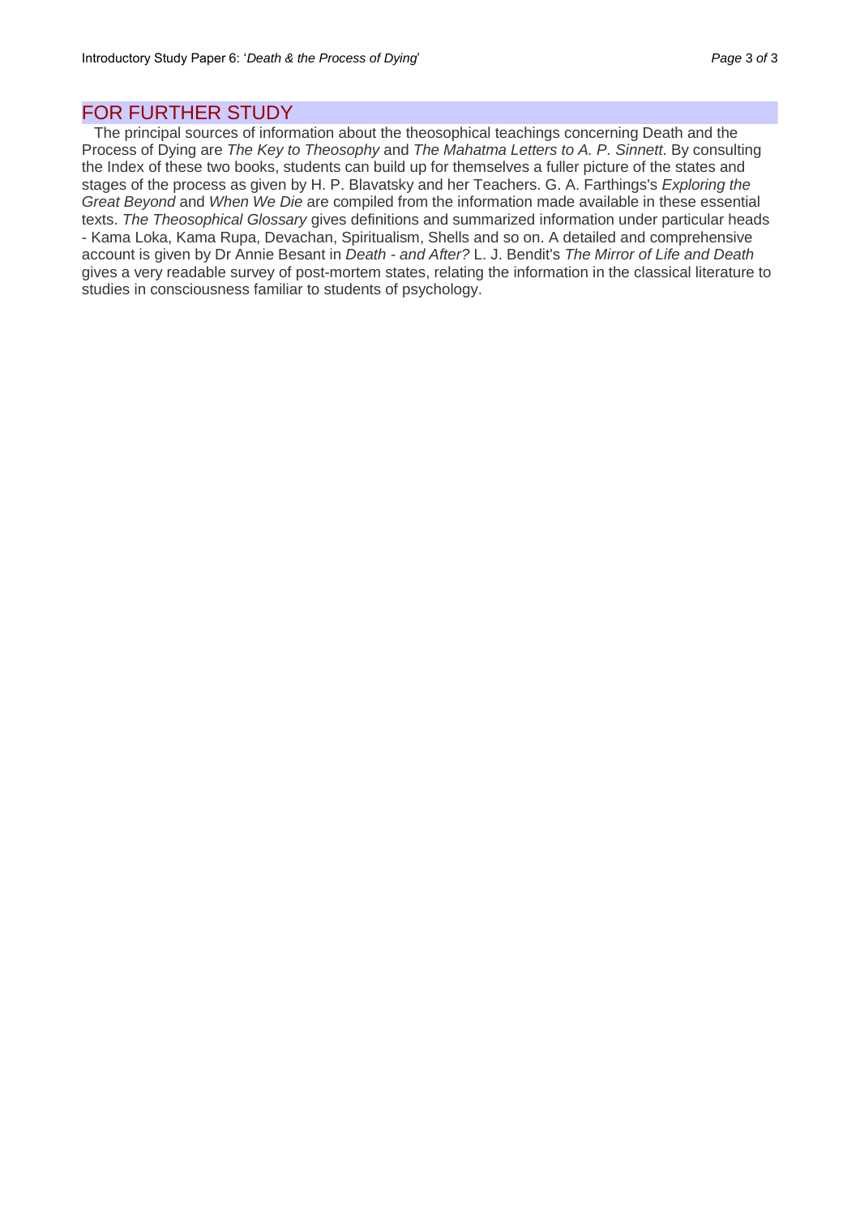## FOR FURTHER STUDY

The principal sources of information about the theosophical teachings concerning Death and the Process of Dying are *The Key to Theosophy* and *The Mahatma Letters to A. P. Sinnett*. By consulting the Index of these two books, students can build up for themselves a fuller picture of the states and stages of the process as given by H. P. Blavatsky and her Teachers. G. A. Farthings's *Exploring the Great Beyond* and *When We Die* are compiled from the information made available in these essential texts. *The Theosophical Glossary* gives definitions and summarized information under particular heads - Kama Loka, Kama Rupa, Devachan, Spiritualism, Shells and so on. A detailed and comprehensive account is given by Dr Annie Besant in *Death - and After?* L. J. Bendit's *The Mirror of Life and Death* gives a very readable survey of post-mortem states, relating the information in the classical literature to studies in consciousness familiar to students of psychology.